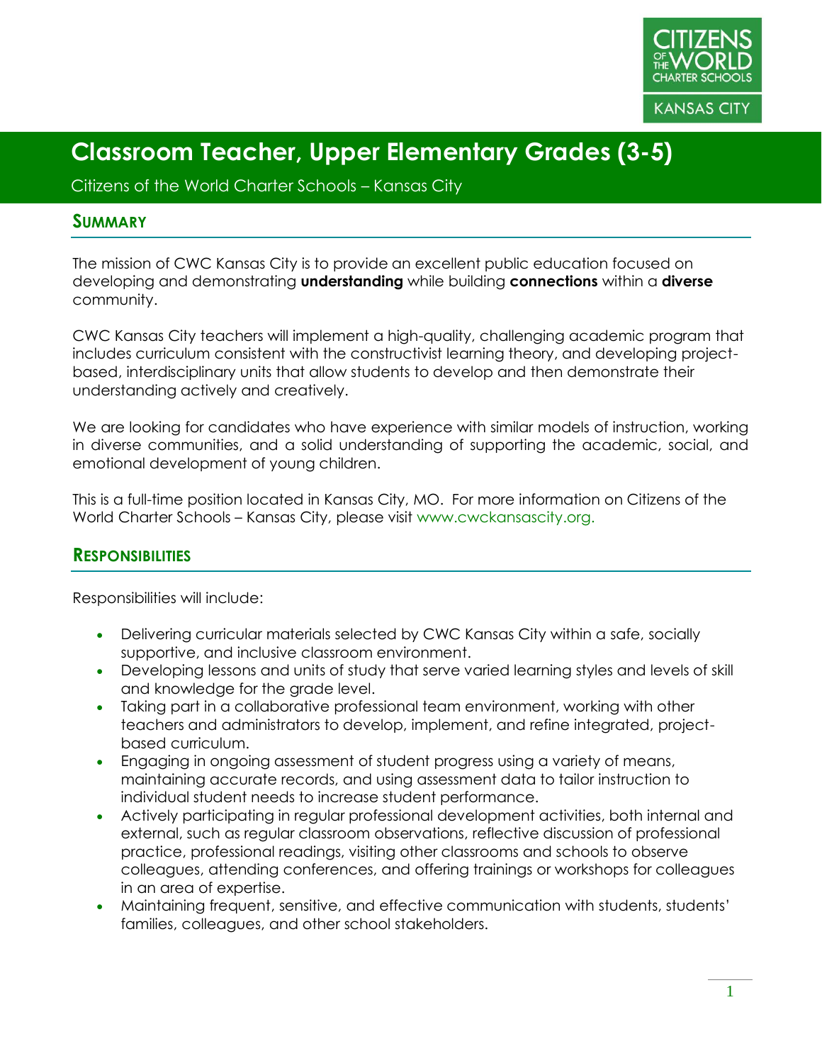# Classroom Teacher, Upper Elementary Grades (3-5)

Citizens of the World Charter Schools – Kansas City

## Summary

The mission of CWC Kansas City is to provide an excellent public education focused on developing and demonstrating **understanding** while building **connections** within a **diverse** community.

CWC Kansas City teachers will implement a high-quality, challenging academic program that includes curriculum consistent with the constructivist learning theory, and developing project-based, interdisciplinary units that allow students to develop and then demonstrate their understanding actively and creatively.

We are looking for candidates who have experience with similar models of instruction, working in diverse communities, and a solid understanding of supporting the academic, social, and emotional development of young children.

This is a full-time position located in Kansas City, MO. For more information on Citizens of the World Charter Schools – Kansas City, please visit www.cwckansascity.org.

## Responsibilities

Responsibilities will include:

- Delivering curricular materials selected by CWC Kansas City within a safe, socially supportive, and inclusive classroom environment.
- Developing lessons and units of study that serve varied learning styles and levels of skill and knowledge for the grade level.
- Taking part in a collaborative professional team environment, working with other teachers and administrators to develop, implement, and refine integrated, project-based curriculum.
- Engaging in ongoing assessment of student progress using a variety of means, maintaining accurate records, and using assessment data to tailor instruction to individual student needs to increase student performance.
- Actively participating in regular professional development activities, both internal and external, such as regular classroom observations, reflective discussion of professional practice, professional readings, visiting other classrooms and schools to observe colleagues, attending conferences, and offering trainings or workshops for colleagues in an area of expertise.
- Maintaining frequent, sensitive, and effective communication with students, students' families, colleagues, and other school stakeholders.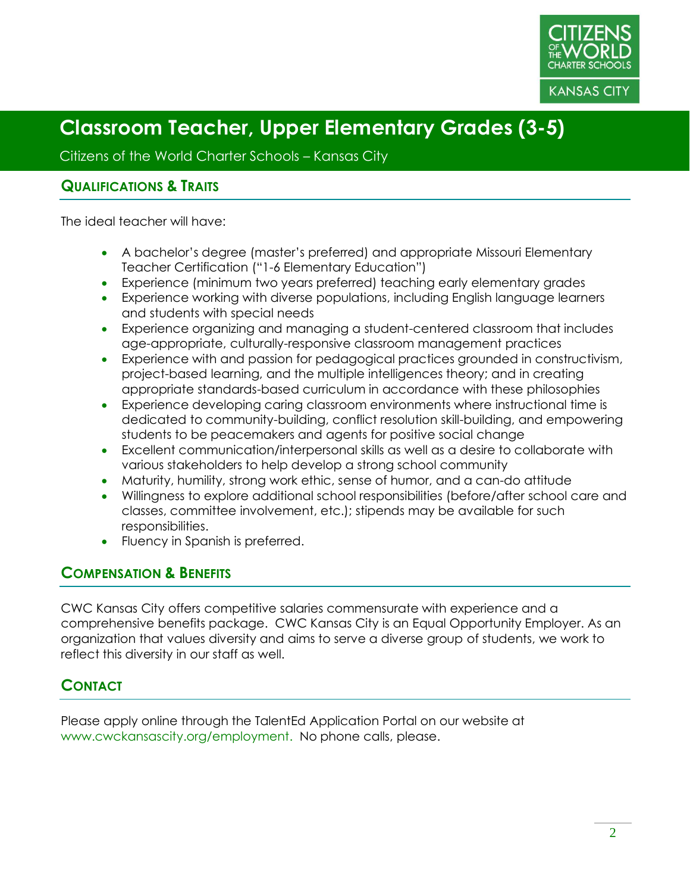# Classroom Teacher, Upper Elementary Grades (3-5)

Citizens of the World Charter Schools – Kansas City

## Qualifications & Traits

The ideal teacher will have:

- A bachelor's degree (master's preferred) and appropriate Missouri Elementary Teacher Certification ("1-6 Elementary Education")
- Experience (minimum two years preferred) teaching early elementary grades
- Experience working with diverse populations, including English language learners and students with special needs
- Experience organizing and managing a student-centered classroom that includes age-appropriate, culturally-responsive classroom management practices
- Experience with and passion for pedagogical practices grounded in constructivism, project-based learning, and the multiple intelligences theory; and in creating appropriate standards-based curriculum in accordance with these philosophies
- Experience developing caring classroom environments where instructional time is dedicated to community-building, conflict resolution skill-building, and empowering students to be peacemakers and agents for positive social change
- Excellent communication/interpersonal skills as well as a desire to collaborate with various stakeholders to help develop a strong school community
- Maturity, humility, strong work ethic, sense of humor, and a can-do attitude
- Willingness to explore additional school responsibilities (before/after school care and classes, committee involvement, etc.); stipends may be available for such responsibilities.
- Fluency in Spanish is preferred.

## Compensation & Benefits

CWC Kansas City offers competitive salaries commensurate with experience and a comprehensive benefits package. CWC Kansas City is an Equal Opportunity Employer. As an organization that values diversity and aims to serve a diverse group of students, we work to reflect this diversity in our staff as well.

## Contact

Please apply online through the TalentEd Application Portal on our website at www.cwckansascity.org/employment. No phone calls, please.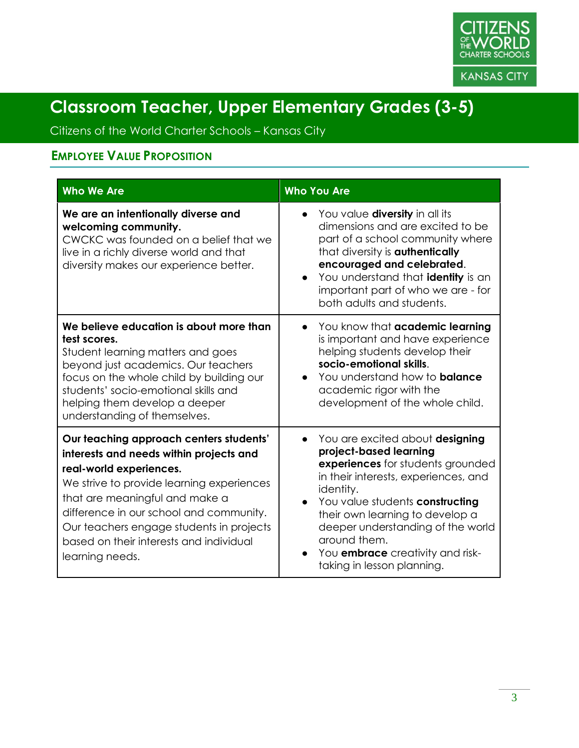# Classroom Teacher, Upper Elementary Grades (3-5)

Citizens of the World Charter Schools – Kansas City

## EMPLOYEE VALUE PROPOSITION

| Who We Are | Who You Are |
|---|---|
| **We are an intentionally diverse and welcoming community.** CWCKC was founded on a belief that we live in a richly diverse world and that diversity makes our experience better. | • You value **diversity** in all its dimensions and are excited to be part of a school community where that diversity is **authentically encouraged and celebrated**.<br>• You understand that **identity** is an important part of who we are - for both adults and students. |
| **We believe education is about more than test scores.** Student learning matters and goes beyond just academics. Our teachers focus on the whole child by building our students' socio-emotional skills and helping them develop a deeper understanding of themselves. | • You know that **academic learning** is important and have experience helping students develop their **socio-emotional skills**.<br>• You understand how to **balance** academic rigor with the development of the whole child. |
| **Our teaching approach centers students' interests and needs within projects and real-world experiences.** We strive to provide learning experiences that are meaningful and make a difference in our school and community. Our teachers engage students in projects based on their interests and individual learning needs. | • You are excited about **designing project-based learning experiences** for students grounded in their interests, experiences, and identity.<br>• You value students **constructing** their own learning to develop a deeper understanding of the world around them.<br>• You **embrace** creativity and risk-taking in lesson planning. |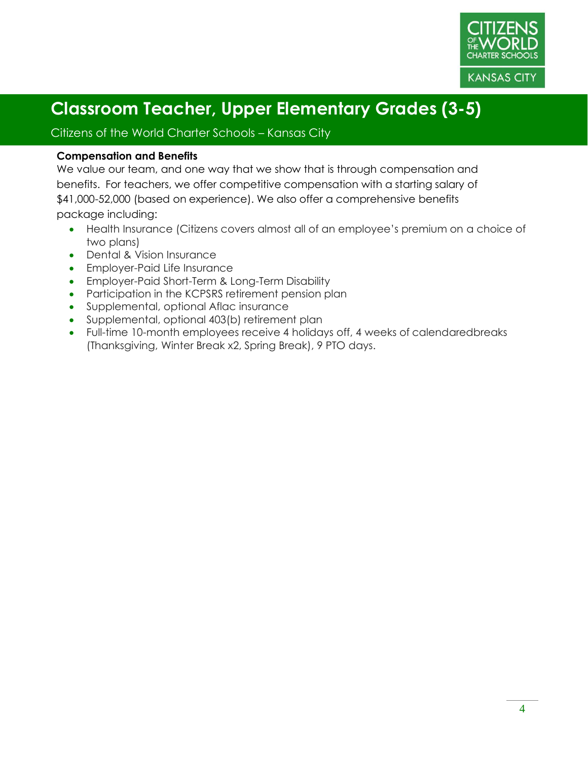# Classroom Teacher, Upper Elementary Grades (3-5)

Citizens of the World Charter Schools – Kansas City

**Compensation and Benefits**

We value our team, and one way that we show that is through compensation and benefits. For teachers, we offer competitive compensation with a starting salary of $41,000-52,000 (based on experience). We also offer a comprehensive benefits package including:

- Health Insurance (Citizens covers almost all of an employee's premium on a choice of two plans)
- Dental & Vision Insurance
- Employer-Paid Life Insurance
- Employer-Paid Short-Term & Long-Term Disability
- Participation in the KCPSRS retirement pension plan
- Supplemental, optional Aflac insurance
- Supplemental, optional 403(b) retirement plan
- Full-time 10-month employees receive 4 holidays off, 4 weeks of calendaredbreaks (Thanksgiving, Winter Break x2, Spring Break), 9 PTO days.